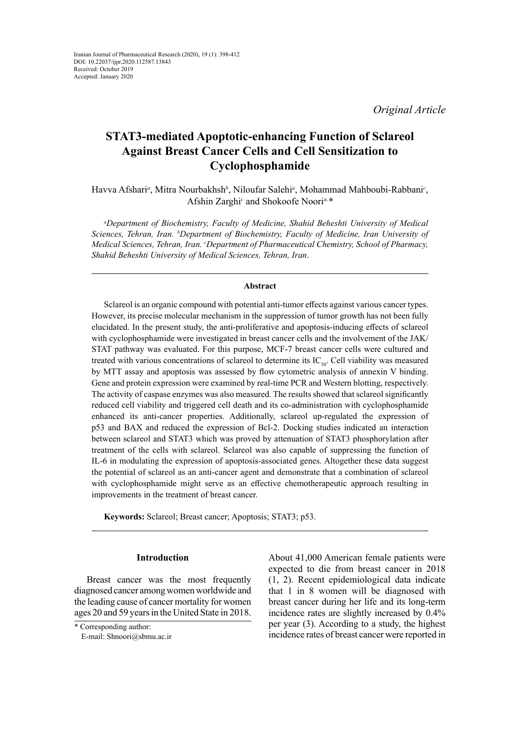Iranian Journal of Pharmaceutical Research (2020), 19 (1): 398-412
DOI: 10.22037/ijpr.2020.112587.13843
Received: October 2019
Accepted: January 2020

*Original Article*

# STAT3-mediated Apoptotic-enhancing Function of Sclareol Against Breast Cancer Cells and Cell Sensitization to Cyclophosphamide

Havva Afshari[a], Mitra Nourbakhsh[b], Niloufar Salehi[a], Mohammad Mahboubi-Rabbani[c], Afshin Zarghi[c] and Shokoofe Noori[a,*]

*[a]Department of Biochemistry, Faculty of Medicine, Shahid Beheshti University of Medical Sciences, Tehran, Iran. [b]Department of Biochemistry, Faculty of Medicine, Iran University of Medical Sciences, Tehran, Iran. [c]Department of Pharmaceutical Chemistry, School of Pharmacy, Shahid Beheshti University of Medical Sciences, Tehran, Iran.*

### Abstract

Sclareol is an organic compound with potential anti-tumor effects against various cancer types. However, its precise molecular mechanism in the suppression of tumor growth has not been fully elucidated. In the present study, the anti-proliferative and apoptosis-inducing effects of sclareol with cyclophosphamide were investigated in breast cancer cells and the involvement of the JAK/STAT pathway was evaluated. For this purpose, MCF-7 breast cancer cells were cultured and treated with various concentrations of sclareol to determine its $IC_{50}$. Cell viability was measured by MTT assay and apoptosis was assessed by flow cytometric analysis of annexin V binding. Gene and protein expression were examined by real-time PCR and Western blotting, respectively. The activity of caspase enzymes was also measured. The results showed that sclareol significantly reduced cell viability and triggered cell death and its co-administration with cyclophosphamide enhanced its anti-cancer properties. Additionally, sclareol up-regulated the expression of p53 and BAX and reduced the expression of Bcl-2. Docking studies indicated an interaction between sclareol and STAT3 which was proved by attenuation of STAT3 phosphorylation after treatment of the cells with sclareol. Sclareol was also capable of suppressing the function of IL-6 in modulating the expression of apoptosis-associated genes. Altogether these data suggest the potential of sclareol as an anti-cancer agent and demonstrate that a combination of sclareol with cyclophosphamide might serve as an effective chemotherapeutic approach resulting in improvements in the treatment of breast cancer.

**Keywords:** Sclareol; Breast cancer; Apoptosis; STAT3; p53.

## Introduction

Breast cancer was the most frequently diagnosed cancer among women worldwide and the leading cause of cancer mortality for women ages 20 and 59 years in the United State in 2018. About 41,000 American female patients were expected to die from breast cancer in 2018 (1, 2). Recent epidemiological data indicate that 1 in 8 women will be diagnosed with breast cancer during her life and its long-term incidence rates are slightly increased by 0.4% per year (3). According to a study, the highest incidence rates of breast cancer were reported in

\* Corresponding author:
E-mail: Shnoori@sbmu.ac.ir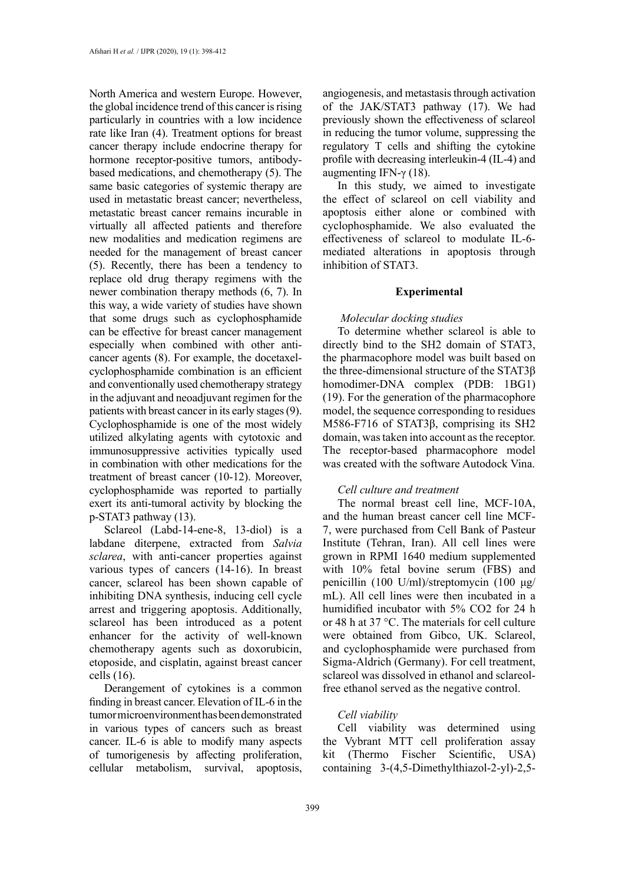North America and western Europe. However, the global incidence trend of this cancer is rising particularly in countries with a low incidence rate like Iran (4). Treatment options for breast cancer therapy include endocrine therapy for hormone receptor-positive tumors, antibody-based medications, and chemotherapy (5). The same basic categories of systemic therapy are used in metastatic breast cancer; nevertheless, metastatic breast cancer remains incurable in virtually all affected patients and therefore new modalities and medication regimens are needed for the management of breast cancer (5). Recently, there has been a tendency to replace old drug therapy regimens with the newer combination therapy methods (6, 7). In this way, a wide variety of studies have shown that some drugs such as cyclophosphamide can be effective for breast cancer management especially when combined with other anti-cancer agents (8). For example, the docetaxel-cyclophosphamide combination is an efficient and conventionally used chemotherapy strategy in the adjuvant and neoadjuvant regimen for the patients with breast cancer in its early stages (9). Cyclophosphamide is one of the most widely utilized alkylating agents with cytotoxic and immunosuppressive activities typically used in combination with other medications for the treatment of breast cancer (10-12). Moreover, cyclophosphamide was reported to partially exert its anti-tumoral activity by blocking the p-STAT3 pathway (13).

Sclareol (Labd-14-ene-8, 13-diol) is a labdane diterpene, extracted from *Salvia sclarea*, with anti-cancer properties against various types of cancers (14-16). In breast cancer, sclareol has been shown capable of inhibiting DNA synthesis, inducing cell cycle arrest and triggering apoptosis. Additionally, sclareol has been introduced as a potent enhancer for the activity of well-known chemotherapy agents such as doxorubicin, etoposide, and cisplatin, against breast cancer cells (16).

Derangement of cytokines is a common finding in breast cancer. Elevation of IL-6 in the tumor microenvironment has been demonstrated in various types of cancers such as breast cancer. IL-6 is able to modify many aspects of tumorigenesis by affecting proliferation, cellular metabolism, survival, apoptosis, angiogenesis, and metastasis through activation of the JAK/STAT3 pathway (17). We had previously shown the effectiveness of sclareol in reducing the tumor volume, suppressing the regulatory T cells and shifting the cytokine profile with decreasing interleukin-4 (IL-4) and augmenting IFN-γ (18).

In this study, we aimed to investigate the effect of sclareol on cell viability and apoptosis either alone or combined with cyclophosphamide. We also evaluated the effectiveness of sclareol to modulate IL-6-mediated alterations in apoptosis through inhibition of STAT3.

## Experimental

### *Molecular docking studies*

To determine whether sclareol is able to directly bind to the SH2 domain of STAT3, the pharmacophore model was built based on the three-dimensional structure of the STAT3β homodimer-DNA complex (PDB: 1BG1) (19). For the generation of the pharmacophore model, the sequence corresponding to residues M586-F716 of STAT3β, comprising its SH2 domain, was taken into account as the receptor. The receptor-based pharmacophore model was created with the software Autodock Vina.

### *Cell culture and treatment*

The normal breast cell line, MCF-10A, and the human breast cancer cell line MCF-7, were purchased from Cell Bank of Pasteur Institute (Tehran, Iran). All cell lines were grown in RPMI 1640 medium supplemented with 10% fetal bovine serum (FBS) and penicillin (100 U/ml)/streptomycin (100 μg/mL). All cell lines were then incubated in a humidified incubator with 5% $CO_2$ for 24 h or 48 h at 37 °C. The materials for cell culture were obtained from Gibco, UK. Sclareol, and cyclophosphamide were purchased from Sigma-Aldrich (Germany). For cell treatment, sclareol was dissolved in ethanol and sclareol-free ethanol served as the negative control.

### *Cell viability*

Cell viability was determined using the Vybrant MTT cell proliferation assay kit (Thermo Fischer Scientific, USA) containing 3-(4,5-Dimethylthiazol-2-yl)-2,5-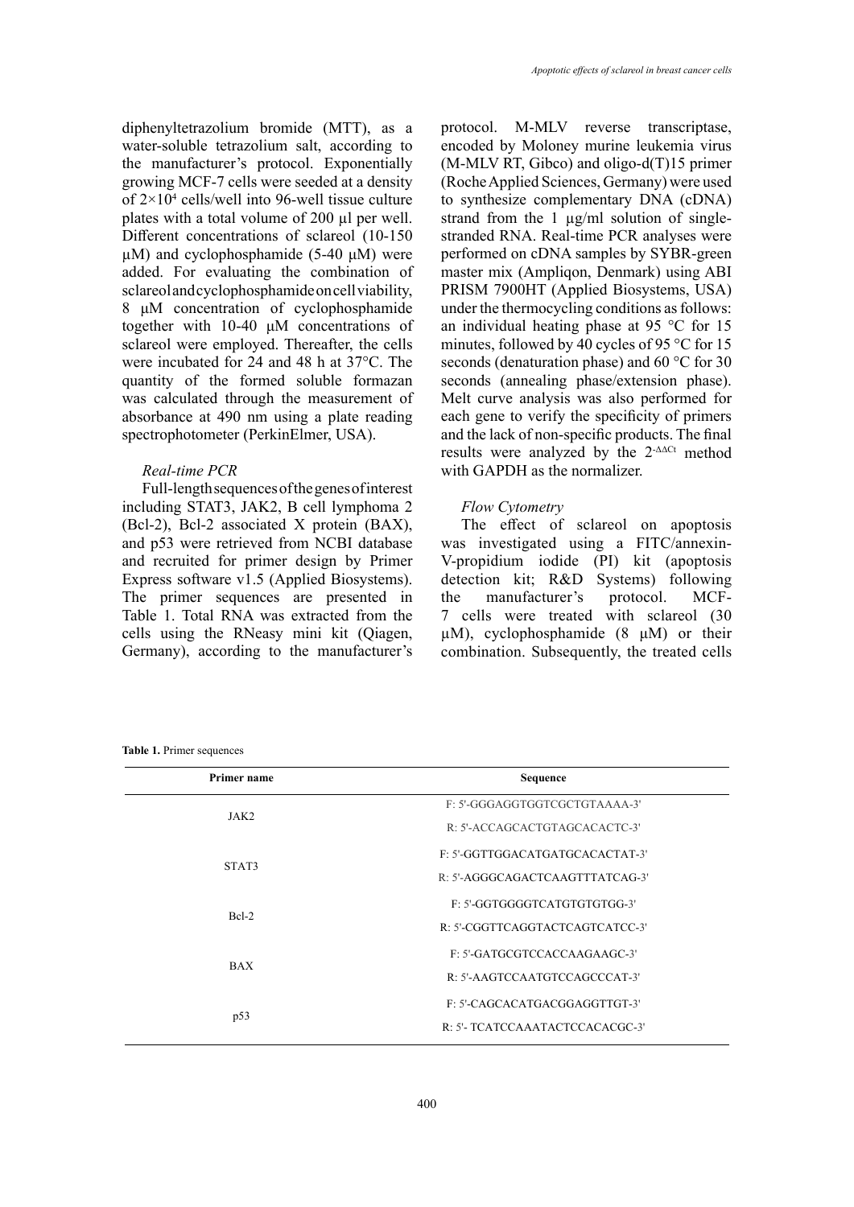diphenyltetrazolium bromide (MTT), as a water-soluble tetrazolium salt, according to the manufacturer's protocol. Exponentially growing MCF-7 cells were seeded at a density of $2\times10^4$ cells/well into 96-well tissue culture plates with a total volume of 200 µl per well. Different concentrations of sclareol (10-150 µM) and cyclophosphamide (5-40 µM) were added. For evaluating the combination of sclareol and cyclophosphamide on cell viability, 8 µM concentration of cyclophosphamide together with 10-40 µM concentrations of sclareol were employed. Thereafter, the cells were incubated for 24 and 48 h at 37°C. The quantity of the formed soluble formazan was calculated through the measurement of absorbance at 490 nm using a plate reading spectrophotometer (PerkinElmer, USA).

### *Real-time PCR*

Full-length sequences of the genes of interest including STAT3, JAK2, B cell lymphoma 2 (Bcl-2), Bcl-2 associated X protein (BAX), and p53 were retrieved from NCBI database and recruited for primer design by Primer Express software v1.5 (Applied Biosystems). The primer sequences are presented in Table 1. Total RNA was extracted from the cells using the RNeasy mini kit (Qiagen, Germany), according to the manufacturer's protocol. M-MLV reverse transcriptase, encoded by Moloney murine leukemia virus (M-MLV RT, Gibco) and oligo-d(T)15 primer (Roche Applied Sciences, Germany) were used to synthesize complementary DNA (cDNA) strand from the 1 µg/ml solution of single-stranded RNA. Real-time PCR analyses were performed on cDNA samples by SYBR-green master mix (Ampliqon, Denmark) using ABI PRISM 7900HT (Applied Biosystems, USA) under the thermocycling conditions as follows: an individual heating phase at 95 °C for 15 minutes, followed by 40 cycles of 95 °C for 15 seconds (denaturation phase) and 60 °C for 30 seconds (annealing phase/extension phase). Melt curve analysis was also performed for each gene to verify the specificity of primers and the lack of non-specific products. The final results were analyzed by the $2^{-\Delta\Delta Ct}$ method with GAPDH as the normalizer.

### *Flow Cytometry*

The effect of sclareol on apoptosis was investigated using a FITC/annexin-V-propidium iodide (PI) kit (apoptosis detection kit; R&D Systems) following the manufacturer's protocol. MCF-7 cells were treated with sclareol (30 µM), cyclophosphamide (8 µM) or their combination. Subsequently, the treated cells

**Table 1.** Primer sequences

| Primer name | Sequence |
|---|---|
| JAK2 | F: 5'-GGGAGGTGGTCGCTGTAAAA-3' |
| | R: 5'-ACCAGCACTGTAGCACACTC-3' |
| STAT3 | F: 5'-GGTTGGACATGATGCACACTAT-3' |
| | R: 5'-AGGGCAGACTCAAGTTTATCAG-3' |
| Bcl-2 | F: 5'-GGTGGGGTCATGTGTGTGG-3' |
| | R: 5'-CGGTTCAGGTACTCAGTCATCC-3' |
| BAX | F: 5'-GATGCGTCCACCAAGAAGC-3' |
| | R: 5'-AAGTCCAATGTCCAGCCCAT-3' |
| p53 | F: 5'-CAGCACATGACGGAGGTTGT-3' |
| | R: 5'- TCATCCAAATACTCCACACGC-3' |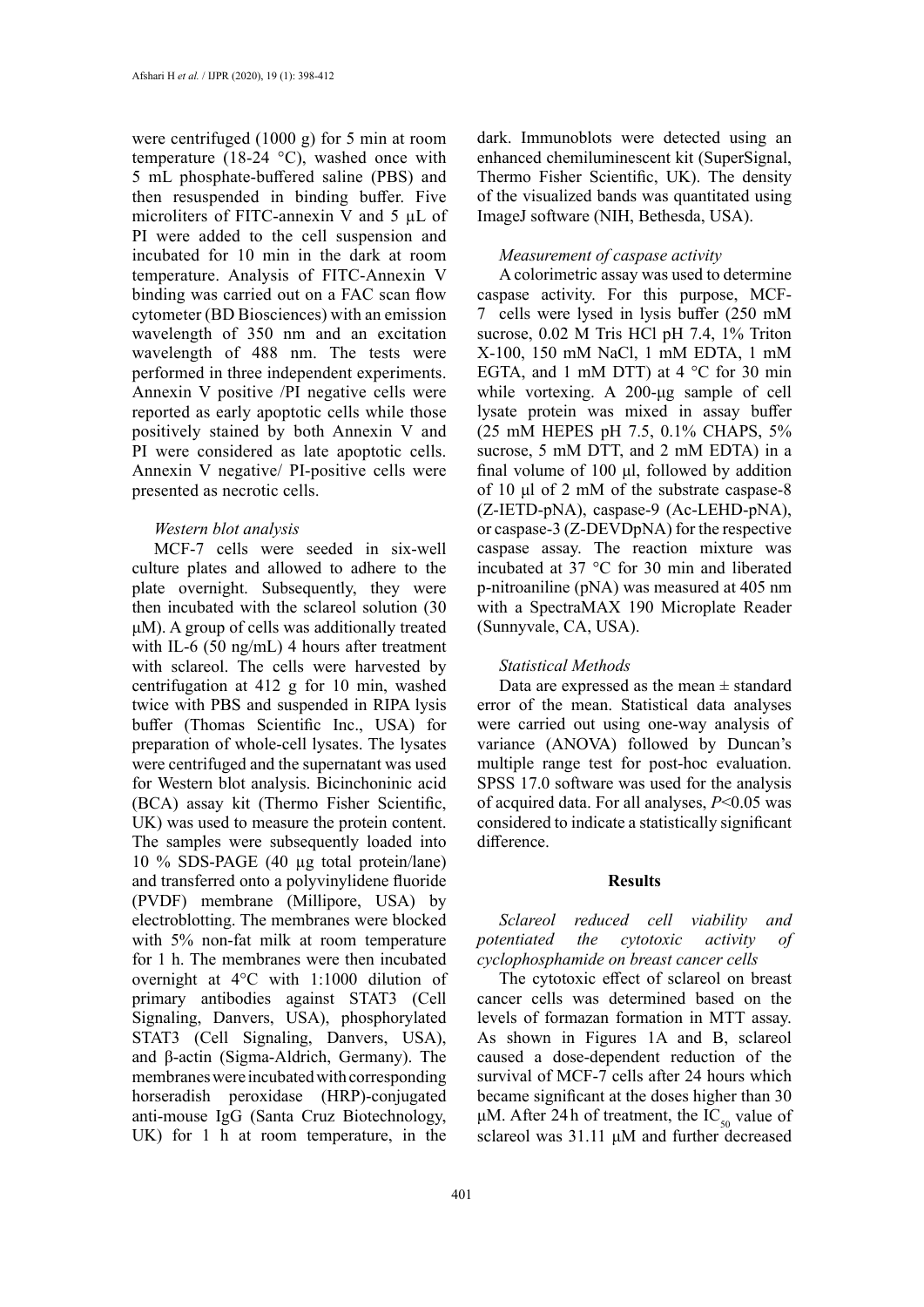were centrifuged (1000 g) for 5 min at room temperature (18-24 °C), washed once with 5 mL phosphate-buffered saline (PBS) and then resuspended in binding buffer. Five microliters of FITC-annexin V and 5 µL of PI were added to the cell suspension and incubated for 10 min in the dark at room temperature. Analysis of FITC-Annexin V binding was carried out on a FAC scan flow cytometer (BD Biosciences) with an emission wavelength of 350 nm and an excitation wavelength of 488 nm. The tests were performed in three independent experiments. Annexin V positive /PI negative cells were reported as early apoptotic cells while those positively stained by both Annexin V and PI were considered as late apoptotic cells. Annexin V negative/ PI-positive cells were presented as necrotic cells.

*Western blot analysis*

MCF-7 cells were seeded in six-well culture plates and allowed to adhere to the plate overnight. Subsequently, they were then incubated with the sclareol solution (30 µM). A group of cells was additionally treated with IL-6 (50 ng/mL) 4 hours after treatment with sclareol. The cells were harvested by centrifugation at 412 g for 10 min, washed twice with PBS and suspended in RIPA lysis buffer (Thomas Scientific Inc., USA) for preparation of whole-cell lysates. The lysates were centrifuged and the supernatant was used for Western blot analysis. Bicinchoninic acid (BCA) assay kit (Thermo Fisher Scientific, UK) was used to measure the protein content. The samples were subsequently loaded into 10 % SDS-PAGE (40 µg total protein/lane) and transferred onto a polyvinylidene fluoride (PVDF) membrane (Millipore, USA) by electroblotting. The membranes were blocked with 5% non-fat milk at room temperature for 1 h. The membranes were then incubated overnight at 4°C with 1:1000 dilution of primary antibodies against STAT3 (Cell Signaling, Danvers, USA), phosphorylated STAT3 (Cell Signaling, Danvers, USA), and β-actin (Sigma-Aldrich, Germany). The membranes were incubated with corresponding horseradish peroxidase (HRP)-conjugated anti-mouse IgG (Santa Cruz Biotechnology, UK) for 1 h at room temperature, in the dark. Immunoblots were detected using an enhanced chemiluminescent kit (SuperSignal, Thermo Fisher Scientific, UK). The density of the visualized bands was quantitated using ImageJ software (NIH, Bethesda, USA).

*Measurement of caspase activity*

A colorimetric assay was used to determine caspase activity. For this purpose, MCF-7 cells were lysed in lysis buffer (250 mM sucrose, 0.02 M Tris HCl pH 7.4, 1% Triton X-100, 150 mM NaCl, 1 mM EDTA, 1 mM EGTA, and 1 mM DTT) at 4 °C for 30 min while vortexing. A 200-µg sample of cell lysate protein was mixed in assay buffer (25 mM HEPES pH 7.5, 0.1% CHAPS, 5% sucrose, 5 mM DTT, and 2 mM EDTA) in a final volume of 100 µl, followed by addition of 10 µl of 2 mM of the substrate caspase-8 (Z-IETD-pNA), caspase-9 (Ac-LEHD-pNA), or caspase-3 (Z-DEVDpNA) for the respective caspase assay. The reaction mixture was incubated at 37 °C for 30 min and liberated p-nitroaniline (pNA) was measured at 405 nm with a SpectraMAX 190 Microplate Reader (Sunnyvale, CA, USA).

*Statistical Methods*

Data are expressed as the mean ± standard error of the mean. Statistical data analyses were carried out using one-way analysis of variance (ANOVA) followed by Duncan's multiple range test for post-hoc evaluation. SPSS 17.0 software was used for the analysis of acquired data. For all analyses, $P<0.05$ was considered to indicate a statistically significant difference.

## Results

*Sclareol reduced cell viability and potentiated the cytotoxic activity of cyclophosphamide on breast cancer cells*

The cytotoxic effect of sclareol on breast cancer cells was determined based on the levels of formazan formation in MTT assay. As shown in Figures 1A and B, sclareol caused a dose-dependent reduction of the survival of MCF-7 cells after 24 hours which became significant at the doses higher than 30 µM. After 24 h of treatment, the $IC_{50}$ value of sclareol was 31.11 µM and further decreased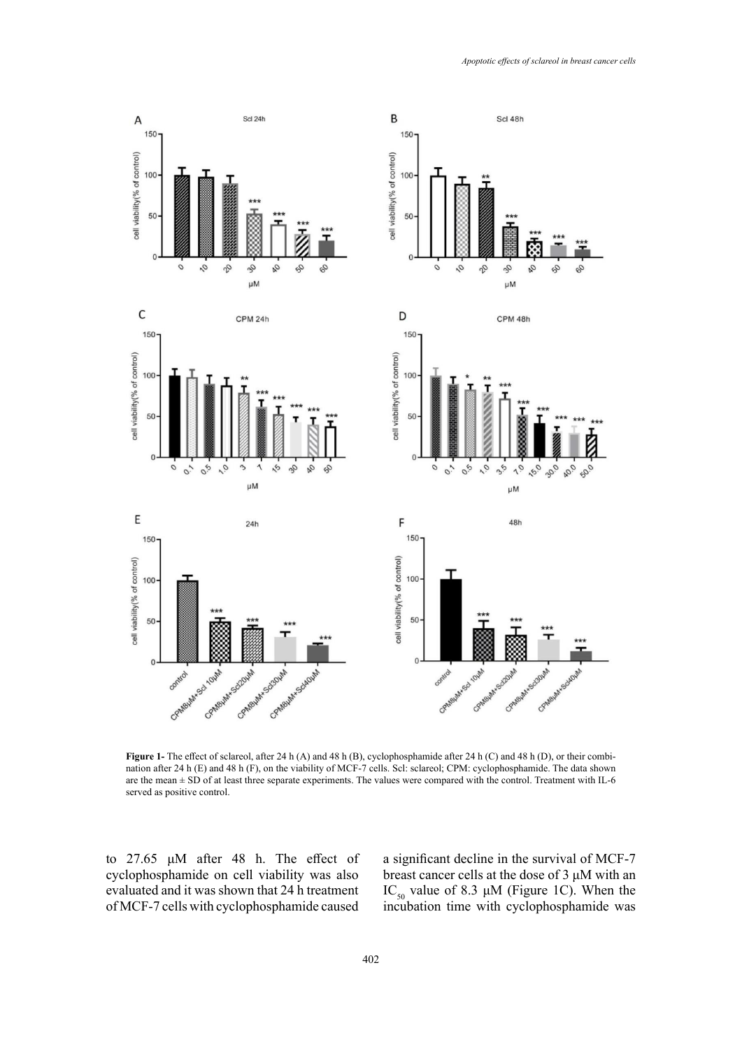**Figure 1-** The effect of sclareol, after 24 h (A) and 48 h (B), cyclophosphamide after 24 h (C) and 48 h (D), or their combination after 24 h (E) and 48 h (F), on the viability of MCF-7 cells. Scl: sclareol; CPM: cyclophosphamide. The data shown are the mean ± SD of at least three separate experiments. The values were compared with the control. Treatment with IL-6 served as positive control.

to 27.65 μM after 48 h. The effect of cyclophosphamide on cell viability was also evaluated and it was shown that 24 h treatment of MCF-7 cells with cyclophosphamide caused a significant decline in the survival of MCF-7 breast cancer cells at the dose of 3 μM with an $IC_{50}$ value of 8.3 μM (Figure 1C). When the incubation time with cyclophosphamide was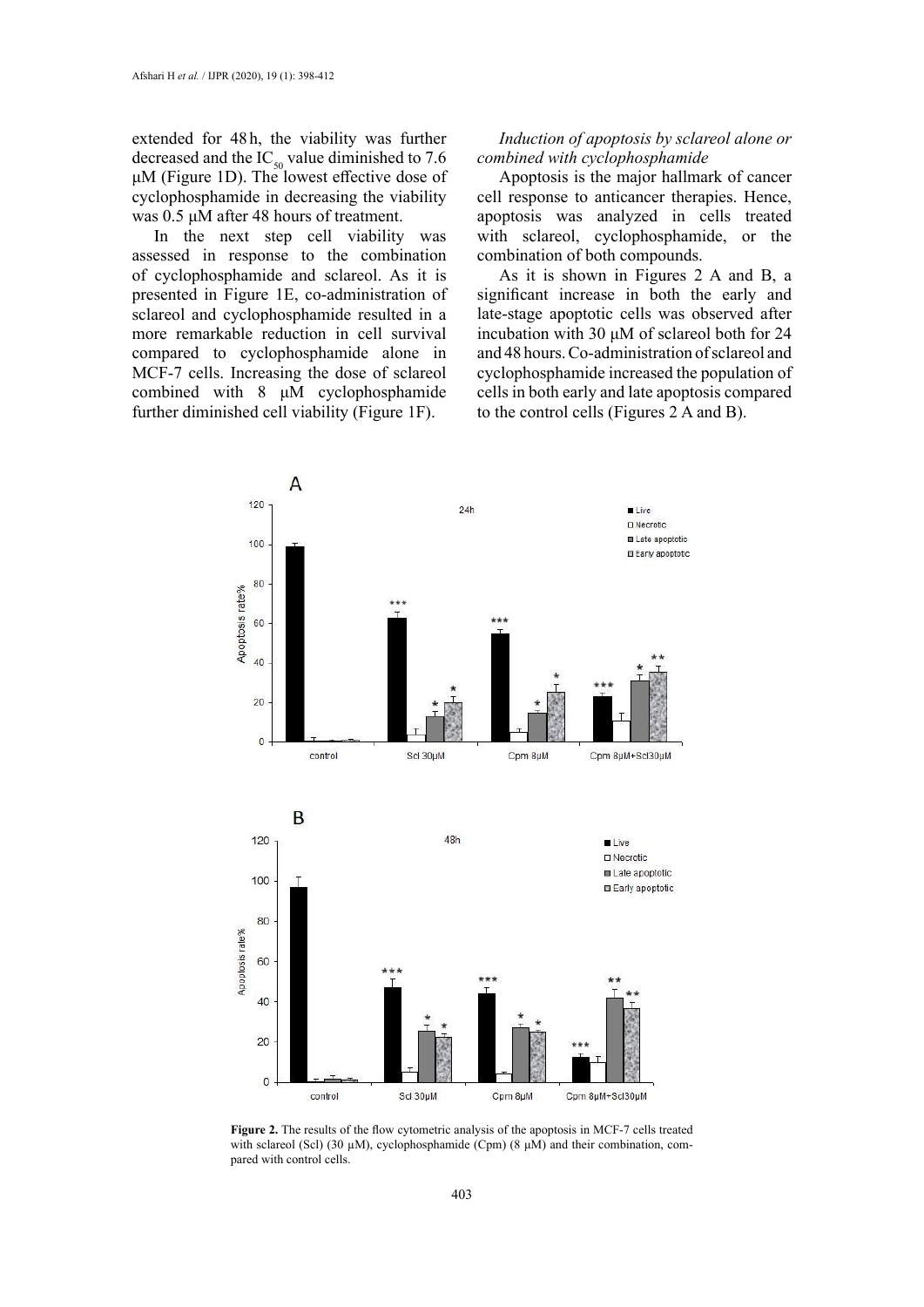extended for 48 h, the viability was further decreased and the $IC_{50}$ value diminished to 7.6 µM (Figure 1D). The lowest effective dose of cyclophosphamide in decreasing the viability was 0.5 µM after 48 hours of treatment.

In the next step cell viability was assessed in response to the combination of cyclophosphamide and sclareol. As it is presented in Figure 1E, co-administration of sclareol and cyclophosphamide resulted in a more remarkable reduction in cell survival compared to cyclophosphamide alone in MCF-7 cells. Increasing the dose of sclareol combined with 8 µM cyclophosphamide further diminished cell viability (Figure 1F).

*Induction of apoptosis by sclareol alone or combined with cyclophosphamide*

Apoptosis is the major hallmark of cancer cell response to anticancer therapies. Hence, apoptosis was analyzed in cells treated with sclareol, cyclophosphamide, or the combination of both compounds.

As it is shown in Figures 2 A and B, a significant increase in both the early and late-stage apoptotic cells was observed after incubation with 30 µM of sclareol both for 24 and 48 hours. Co-administration of sclareol and cyclophosphamide increased the population of cells in both early and late apoptosis compared to the control cells (Figures 2 A and B).

**Figure 2.** The results of the flow cytometric analysis of the apoptosis in MCF-7 cells treated with sclareol (Scl) (30 µM), cyclophosphamide (Cpm) (8 µM) and their combination, compared with control cells.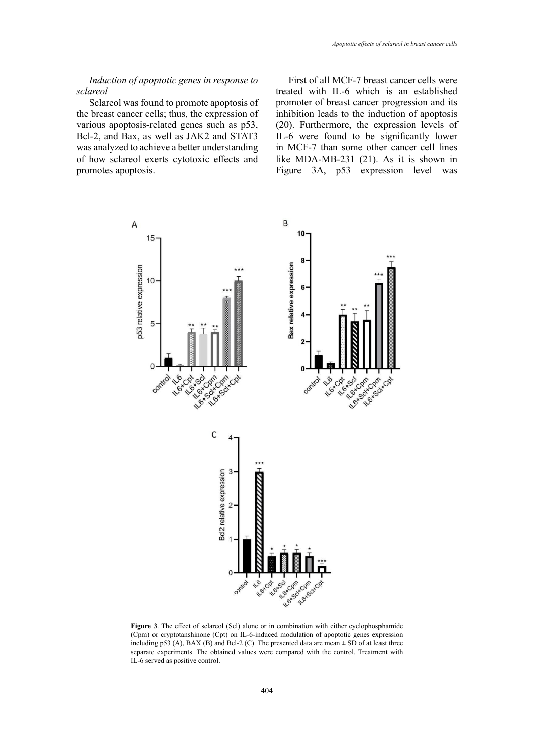*Induction of apoptotic genes in response to sclareol*

Sclareol was found to promote apoptosis of the breast cancer cells; thus, the expression of various apoptosis-related genes such as p53, Bcl-2, and Bax, as well as JAK2 and STAT3 was analyzed to achieve a better understanding of how sclareol exerts cytotoxic effects and promotes apoptosis.

First of all MCF-7 breast cancer cells were treated with IL-6 which is an established promoter of breast cancer progression and its inhibition leads to the induction of apoptosis (20). Furthermore, the expression levels of IL-6 were found to be significantly lower in MCF-7 than some other cancer cell lines like MDA-MB-231 (21). As it is shown in Figure 3A, p53 expression level was

**Figure 3**. The effect of sclareol (Scl) alone or in combination with either cyclophosphamide (Cpm) or cryptotanshinone (Cpt) on IL-6-induced modulation of apoptotic genes expression including p53 (A), BAX (B) and Bcl-2 (C). The presented data are mean ± SD of at least three separate experiments. The obtained values were compared with the control. Treatment with IL-6 served as positive control.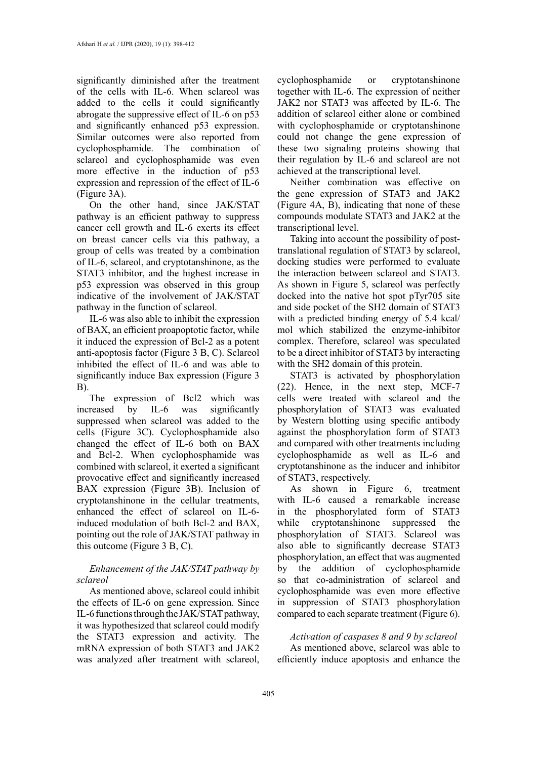significantly diminished after the treatment of the cells with IL-6. When sclareol was added to the cells it could significantly abrogate the suppressive effect of IL-6 on p53 and significantly enhanced p53 expression. Similar outcomes were also reported from cyclophosphamide. The combination of sclareol and cyclophosphamide was even more effective in the induction of p53 expression and repression of the effect of IL-6 (Figure 3A).

On the other hand, since JAK/STAT pathway is an efficient pathway to suppress cancer cell growth and IL-6 exerts its effect on breast cancer cells via this pathway, a group of cells was treated by a combination of IL-6, sclareol, and cryptotanshinone, as the STAT3 inhibitor, and the highest increase in p53 expression was observed in this group indicative of the involvement of JAK/STAT pathway in the function of sclareol.

IL-6 was also able to inhibit the expression of BAX, an efficient proapoptotic factor, while it induced the expression of Bcl-2 as a potent anti-apoptosis factor (Figure 3 B, C). Sclareol inhibited the effect of IL-6 and was able to significantly induce Bax expression (Figure 3 B).

The expression of Bcl2 which was increased by IL-6 was significantly suppressed when sclareol was added to the cells (Figure 3C). Cyclophosphamide also changed the effect of IL-6 both on BAX and Bcl-2. When cyclophosphamide was combined with sclareol, it exerted a significant provocative effect and significantly increased BAX expression (Figure 3B). Inclusion of cryptotanshinone in the cellular treatments, enhanced the effect of sclareol on IL-6-induced modulation of both Bcl-2 and BAX, pointing out the role of JAK/STAT pathway in this outcome (Figure 3 B, C).

### *Enhancement of the JAK/STAT pathway by sclareol*

As mentioned above, sclareol could inhibit the effects of IL-6 on gene expression. Since IL-6 functions through the JAK/STAT pathway, it was hypothesized that sclareol could modify the STAT3 expression and activity. The mRNA expression of both STAT3 and JAK2 was analyzed after treatment with sclareol, cyclophosphamide or cryptotanshinone together with IL-6. The expression of neither JAK2 nor STAT3 was affected by IL-6. The addition of sclareol either alone or combined with cyclophosphamide or cryptotanshinone could not change the gene expression of these two signaling proteins showing that their regulation by IL-6 and sclareol are not achieved at the transcriptional level.

Neither combination was effective on the gene expression of STAT3 and JAK2 (Figure 4A, B), indicating that none of these compounds modulate STAT3 and JAK2 at the transcriptional level.

Taking into account the possibility of post-translational regulation of STAT3 by sclareol, docking studies were performed to evaluate the interaction between sclareol and STAT3. As shown in Figure 5, sclareol was perfectly docked into the native hot spot pTyr705 site and side pocket of the SH2 domain of STAT3 with a predicted binding energy of 5.4 kcal/mol which stabilized the enzyme-inhibitor complex. Therefore, sclareol was speculated to be a direct inhibitor of STAT3 by interacting with the SH2 domain of this protein.

STAT3 is activated by phosphorylation (22). Hence, in the next step, MCF-7 cells were treated with sclareol and the phosphorylation of STAT3 was evaluated by Western blotting using specific antibody against the phosphorylation form of STAT3 and compared with other treatments including cyclophosphamide as well as IL-6 and cryptotanshinone as the inducer and inhibitor of STAT3, respectively.

As shown in Figure 6, treatment with IL-6 caused a remarkable increase in the phosphorylated form of STAT3 while cryptotanshinone suppressed the phosphorylation of STAT3. Sclareol was also able to significantly decrease STAT3 phosphorylation, an effect that was augmented by the addition of cyclophosphamide so that co-administration of sclareol and cyclophosphamide was even more effective in suppression of STAT3 phosphorylation compared to each separate treatment (Figure 6).

### *Activation of caspases 8 and 9 by sclareol*

As mentioned above, sclareol was able to efficiently induce apoptosis and enhance the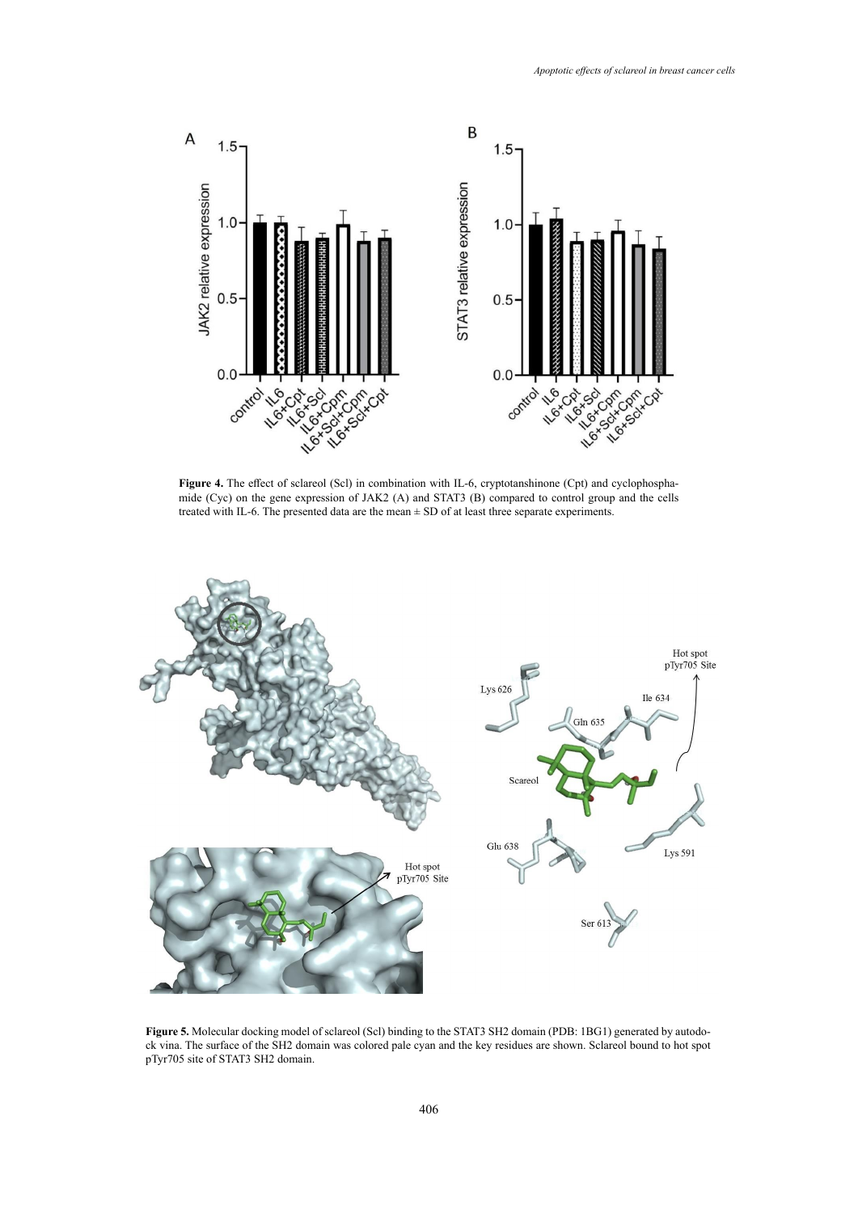**Figure 4.** The effect of sclareol (Scl) in combination with IL-6, cryptotanshinone (Cpt) and cyclophosphamide (Cyc) on the gene expression of JAK2 (A) and STAT3 (B) compared to control group and the cells treated with IL-6. The presented data are the mean ± SD of at least three separate experiments.

**Figure 5.** Molecular docking model of sclareol (Scl) binding to the STAT3 SH2 domain (PDB: 1BG1) generated by autodock vina. The surface of the SH2 domain was colored pale cyan and the key residues are shown. Sclareol bound to hot spot pTyr705 site of STAT3 SH2 domain.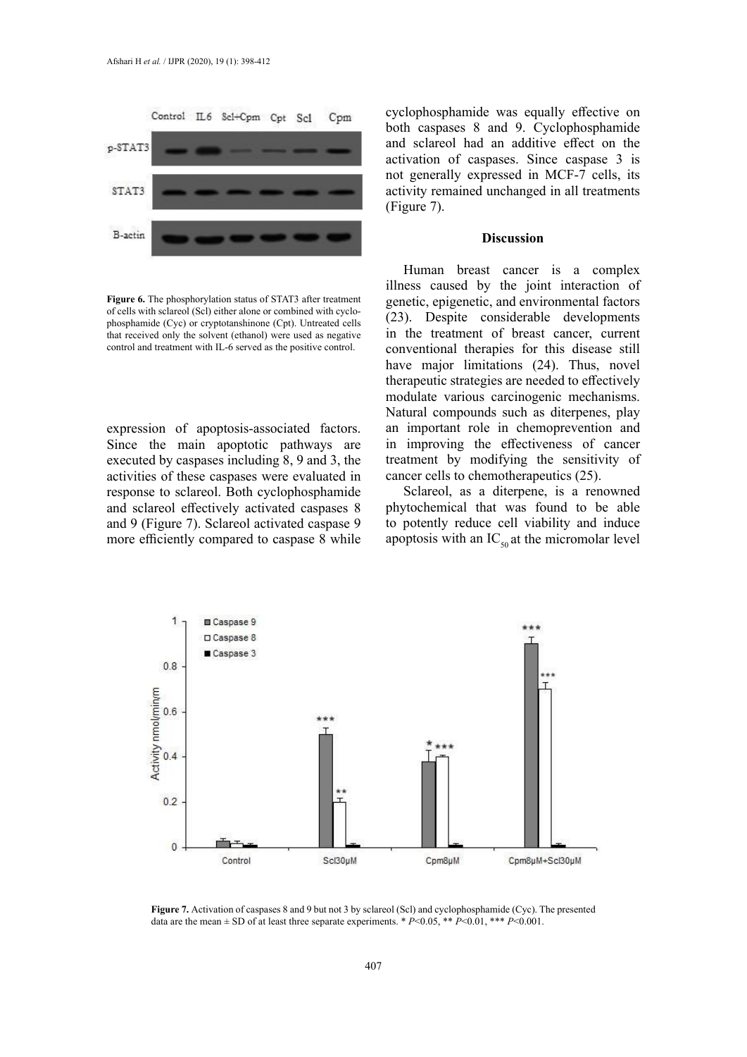**Figure 6.** The phosphorylation status of STAT3 after treatment of cells with sclareol (Scl) either alone or combined with cyclophosphamide (Cyc) or cryptotanshinone (Cpt). Untreated cells that received only the solvent (ethanol) were used as negative control and treatment with IL-6 served as the positive control.

expression of apoptosis-associated factors. Since the main apoptotic pathways are executed by caspases including 8, 9 and 3, the activities of these caspases were evaluated in response to sclareol. Both cyclophosphamide and sclareol effectively activated caspases 8 and 9 (Figure 7). Sclareol activated caspase 9 more efficiently compared to caspase 8 while cyclophosphamide was equally effective on both caspases 8 and 9. Cyclophosphamide and sclareol had an additive effect on the activation of caspases. Since caspase 3 is not generally expressed in MCF-7 cells, its activity remained unchanged in all treatments (Figure 7).

## Discussion

Human breast cancer is a complex illness caused by the joint interaction of genetic, epigenetic, and environmental factors (23). Despite considerable developments in the treatment of breast cancer, current conventional therapies for this disease still have major limitations (24). Thus, novel therapeutic strategies are needed to effectively modulate various carcinogenic mechanisms. Natural compounds such as diterpenes, play an important role in chemoprevention and in improving the effectiveness of cancer treatment by modifying the sensitivity of cancer cells to chemotherapeutics (25).

Sclareol, as a diterpene, is a renowned phytochemical that was found to be able to potently reduce cell viability and induce apoptosis with an $IC_{50}$ at the micromolar level

**Figure 7.** Activation of caspases 8 and 9 but not 3 by sclareol (Scl) and cyclophosphamide (Cyc). The presented data are the mean ± SD of at least three separate experiments. * $P<0.05$, ** $P<0.01$, *** $P<0.001$.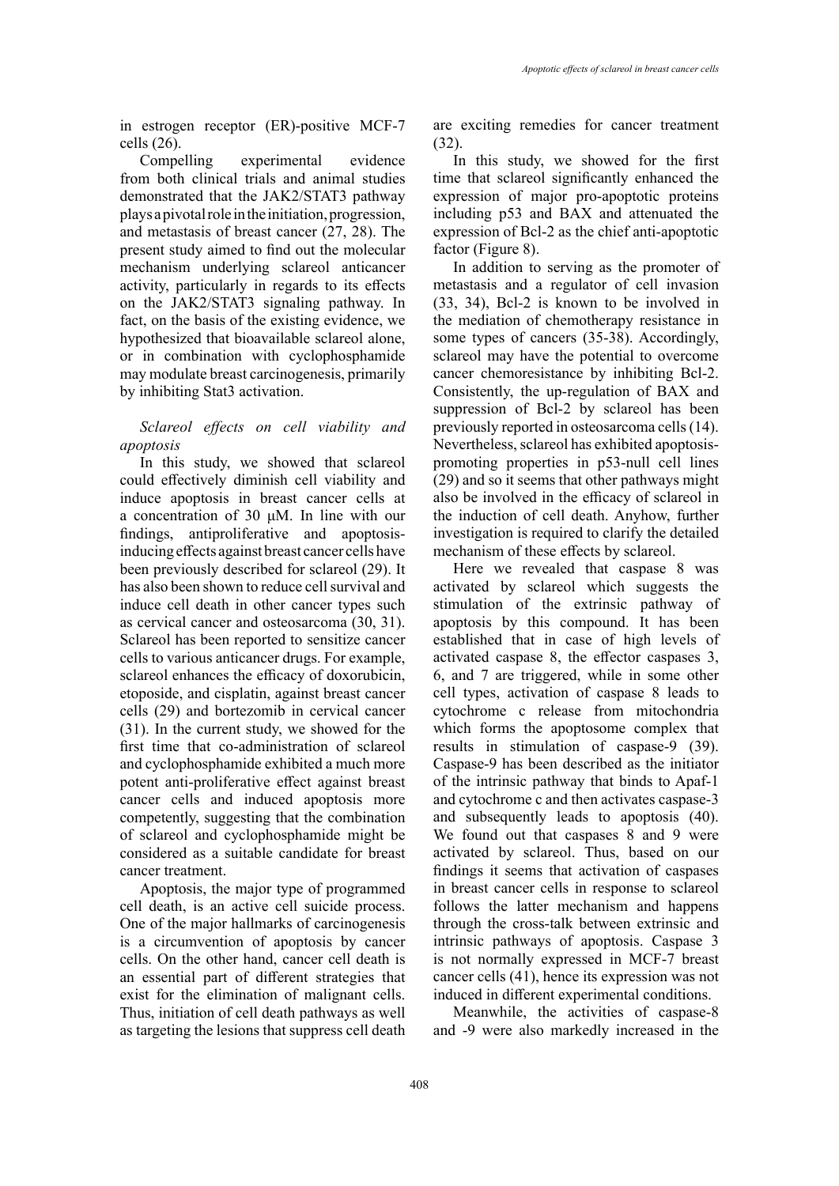in estrogen receptor (ER)-positive MCF-7 cells (26).

Compelling experimental evidence from both clinical trials and animal studies demonstrated that the JAK2/STAT3 pathway plays a pivotal role in the initiation, progression, and metastasis of breast cancer (27, 28). The present study aimed to find out the molecular mechanism underlying sclareol anticancer activity, particularly in regards to its effects on the JAK2/STAT3 signaling pathway. In fact, on the basis of the existing evidence, we hypothesized that bioavailable sclareol alone, or in combination with cyclophosphamide may modulate breast carcinogenesis, primarily by inhibiting Stat3 activation.

*Sclareol effects on cell viability and apoptosis*

In this study, we showed that sclareol could effectively diminish cell viability and induce apoptosis in breast cancer cells at a concentration of 30 μM. In line with our findings, antiproliferative and apoptosis-inducing effects against breast cancer cells have been previously described for sclareol (29). It has also been shown to reduce cell survival and induce cell death in other cancer types such as cervical cancer and osteosarcoma (30, 31). Sclareol has been reported to sensitize cancer cells to various anticancer drugs. For example, sclareol enhances the efficacy of doxorubicin, etoposide, and cisplatin, against breast cancer cells (29) and bortezomib in cervical cancer (31). In the current study, we showed for the first time that co-administration of sclareol and cyclophosphamide exhibited a much more potent anti-proliferative effect against breast cancer cells and induced apoptosis more competently, suggesting that the combination of sclareol and cyclophosphamide might be considered as a suitable candidate for breast cancer treatment.

Apoptosis, the major type of programmed cell death, is an active cell suicide process. One of the major hallmarks of carcinogenesis is a circumvention of apoptosis by cancer cells. On the other hand, cancer cell death is an essential part of different strategies that exist for the elimination of malignant cells. Thus, initiation of cell death pathways as well as targeting the lesions that suppress cell death are exciting remedies for cancer treatment (32).

In this study, we showed for the first time that sclareol significantly enhanced the expression of major pro-apoptotic proteins including p53 and BAX and attenuated the expression of Bcl-2 as the chief anti-apoptotic factor (Figure 8).

In addition to serving as the promoter of metastasis and a regulator of cell invasion (33, 34), Bcl-2 is known to be involved in the mediation of chemotherapy resistance in some types of cancers (35-38). Accordingly, sclareol may have the potential to overcome cancer chemoresistance by inhibiting Bcl-2. Consistently, the up-regulation of BAX and suppression of Bcl-2 by sclareol has been previously reported in osteosarcoma cells (14). Nevertheless, sclareol has exhibited apoptosis-promoting properties in p53-null cell lines (29) and so it seems that other pathways might also be involved in the efficacy of sclareol in the induction of cell death. Anyhow, further investigation is required to clarify the detailed mechanism of these effects by sclareol.

Here we revealed that caspase 8 was activated by sclareol which suggests the stimulation of the extrinsic pathway of apoptosis by this compound. It has been established that in case of high levels of activated caspase 8, the effector caspases 3, 6, and 7 are triggered, while in some other cell types, activation of caspase 8 leads to cytochrome c release from mitochondria which forms the apoptosome complex that results in stimulation of caspase-9 (39). Caspase-9 has been described as the initiator of the intrinsic pathway that binds to Apaf-1 and cytochrome c and then activates caspase-3 and subsequently leads to apoptosis (40). We found out that caspases 8 and 9 were activated by sclareol. Thus, based on our findings it seems that activation of caspases in breast cancer cells in response to sclareol follows the latter mechanism and happens through the cross-talk between extrinsic and intrinsic pathways of apoptosis. Caspase 3 is not normally expressed in MCF-7 breast cancer cells (41), hence its expression was not induced in different experimental conditions.

Meanwhile, the activities of caspase-8 and -9 were also markedly increased in the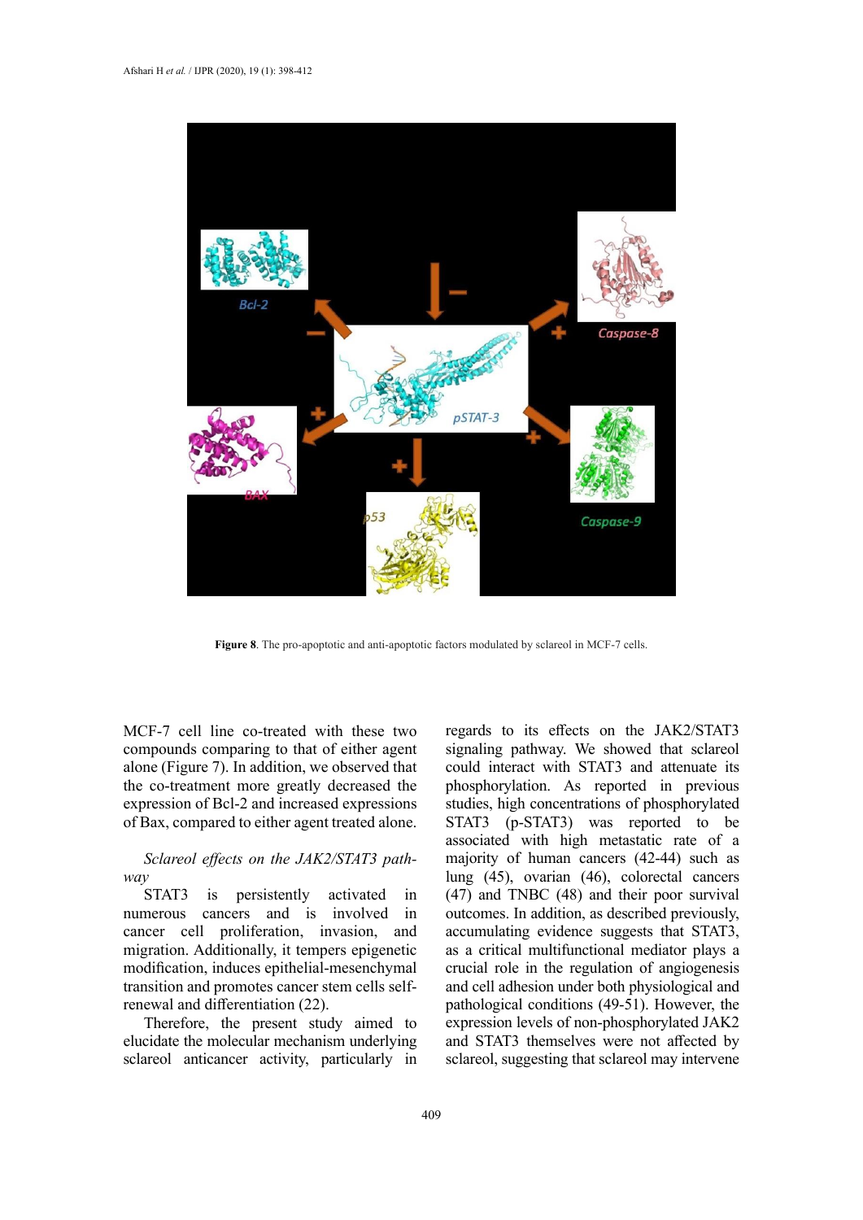**Figure 8**. The pro-apoptotic and anti-apoptotic factors modulated by sclareol in MCF-7 cells.

MCF-7 cell line co-treated with these two compounds comparing to that of either agent alone (Figure 7). In addition, we observed that the co-treatment more greatly decreased the expression of Bcl-2 and increased expressions of Bax, compared to either agent treated alone.

*Sclareol effects on the JAK2/STAT3 pathway*

STAT3 is persistently activated in numerous cancers and is involved in cancer cell proliferation, invasion, and migration. Additionally, it tempers epigenetic modification, induces epithelial-mesenchymal transition and promotes cancer stem cells self-renewal and differentiation (22).

Therefore, the present study aimed to elucidate the molecular mechanism underlying sclareol anticancer activity, particularly in regards to its effects on the JAK2/STAT3 signaling pathway. We showed that sclareol could interact with STAT3 and attenuate its phosphorylation. As reported in previous studies, high concentrations of phosphorylated STAT3 (p-STAT3) was reported to be associated with high metastatic rate of a majority of human cancers (42-44) such as lung (45), ovarian (46), colorectal cancers (47) and TNBC (48) and their poor survival outcomes. In addition, as described previously, accumulating evidence suggests that STAT3, as a critical multifunctional mediator plays a crucial role in the regulation of angiogenesis and cell adhesion under both physiological and pathological conditions (49-51). However, the expression levels of non-phosphorylated JAK2 and STAT3 themselves were not affected by sclareol, suggesting that sclareol may intervene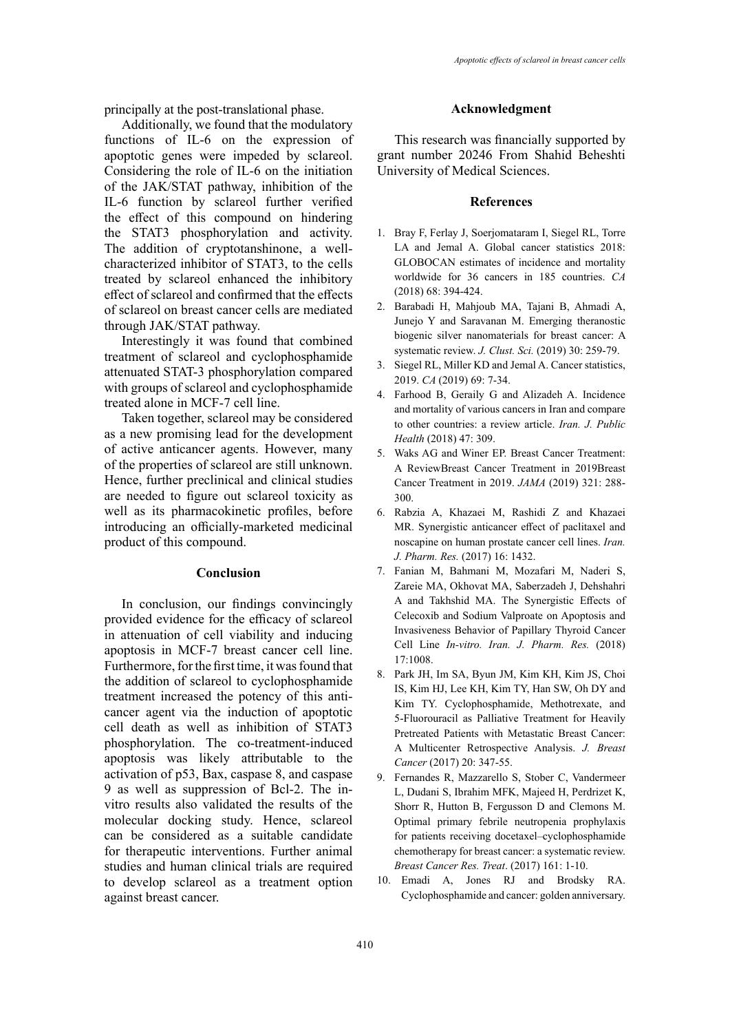principally at the post-translational phase.

Additionally, we found that the modulatory functions of IL-6 on the expression of apoptotic genes were impeded by sclareol. Considering the role of IL-6 on the initiation of the JAK/STAT pathway, inhibition of the IL-6 function by sclareol further verified the effect of this compound on hindering the STAT3 phosphorylation and activity. The addition of cryptotanshinone, a well-characterized inhibitor of STAT3, to the cells treated by sclareol enhanced the inhibitory effect of sclareol and confirmed that the effects of sclareol on breast cancer cells are mediated through JAK/STAT pathway.

Interestingly it was found that combined treatment of sclareol and cyclophosphamide attenuated STAT-3 phosphorylation compared with groups of sclareol and cyclophosphamide treated alone in MCF-7 cell line.

Taken together, sclareol may be considered as a new promising lead for the development of active anticancer agents. However, many of the properties of sclareol are still unknown. Hence, further preclinical and clinical studies are needed to figure out sclareol toxicity as well as its pharmacokinetic profiles, before introducing an officially-marketed medicinal product of this compound.

## Conclusion

In conclusion, our findings convincingly provided evidence for the efficacy of sclareol in attenuation of cell viability and inducing apoptosis in MCF-7 breast cancer cell line. Furthermore, for the first time, it was found that the addition of sclareol to cyclophosphamide treatment increased the potency of this anti-cancer agent via the induction of apoptotic cell death as well as inhibition of STAT3 phosphorylation. The co-treatment-induced apoptosis was likely attributable to the activation of p53, Bax, caspase 8, and caspase 9 as well as suppression of Bcl-2. The in-vitro results also validated the results of the molecular docking study. Hence, sclareol can be considered as a suitable candidate for therapeutic interventions. Further animal studies and human clinical trials are required to develop sclareol as a treatment option against breast cancer.

## Acknowledgment

This research was financially supported by grant number 20246 From Shahid Beheshti University of Medical Sciences.

## References

1. Bray F, Ferlay J, Soerjomataram I, Siegel RL, Torre LA and Jemal A. Global cancer statistics 2018: GLOBOCAN estimates of incidence and mortality worldwide for 36 cancers in 185 countries. *CA* (2018) 68: 394-424.
2. Barabadi H, Mahjoub MA, Tajani B, Ahmadi A, Junejo Y and Saravanan M. Emerging theranostic biogenic silver nanomaterials for breast cancer: A systematic review. *J. Clust. Sci.* (2019) 30: 259-79.
3. Siegel RL, Miller KD and Jemal A. Cancer statistics, 2019. *CA* (2019) 69: 7-34.
4. Farhood B, Geraily G and Alizadeh A. Incidence and mortality of various cancers in Iran and compare to other countries: a review article. *Iran. J. Public Health* (2018) 47: 309.
5. Waks AG and Winer EP. Breast Cancer Treatment: A ReviewBreast Cancer Treatment in 2019Breast Cancer Treatment in 2019. *JAMA* (2019) 321: 288-300.
6. Rabzia A, Khazaei M, Rashidi Z and Khazaei MR. Synergistic anticancer effect of paclitaxel and noscapine on human prostate cancer cell lines. *Iran. J. Pharm. Res.* (2017) 16: 1432.
7. Fanian M, Bahmani M, Mozafari M, Naderi S, Zareie MA, Okhovat MA, Saberzadeh J, Dehshahri A and Takhshid MA. The Synergistic Effects of Celecoxib and Sodium Valproate on Apoptosis and Invasiveness Behavior of Papillary Thyroid Cancer Cell Line *In-vitro. Iran. J. Pharm. Res.* (2018) 17:1008.
8. Park JH, Im SA, Byun JM, Kim KH, Kim JS, Choi IS, Kim HJ, Lee KH, Kim TY, Han SW, Oh DY and Kim TY. Cyclophosphamide, Methotrexate, and 5-Fluorouracil as Palliative Treatment for Heavily Pretreated Patients with Metastatic Breast Cancer: A Multicenter Retrospective Analysis. *J. Breast Cancer* (2017) 20: 347-55.
9. Fernandes R, Mazzarello S, Stober C, Vandermeer L, Dudani S, Ibrahim MFK, Majeed H, Perdrizet K, Shorr R, Hutton B, Fergusson D and Clemons M. Optimal primary febrile neutropenia prophylaxis for patients receiving docetaxel–cyclophosphamide chemotherapy for breast cancer: a systematic review. *Breast Cancer Res. Treat*. (2017) 161: 1-10.
10. Emadi A, Jones RJ and Brodsky RA. Cyclophosphamide and cancer: golden anniversary.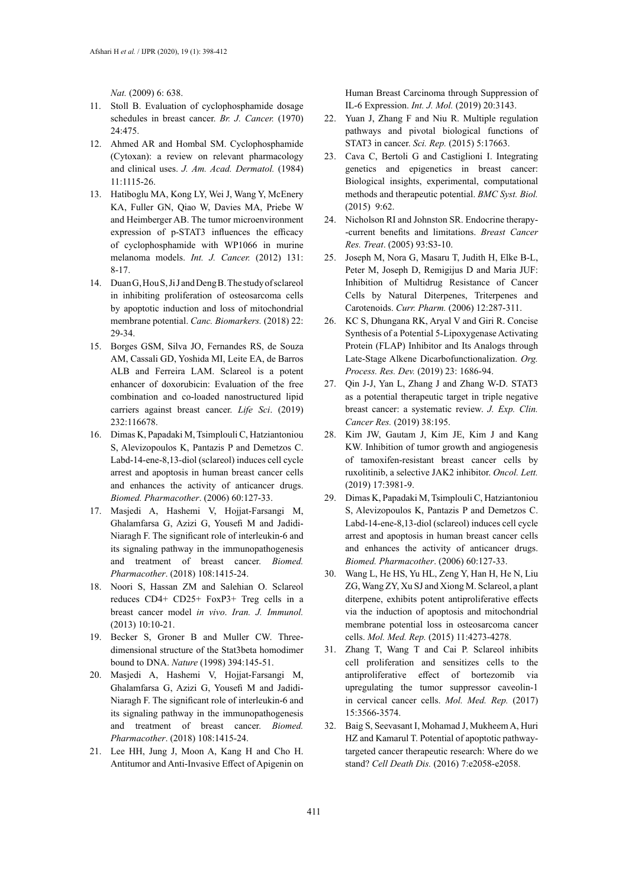*Nat.* (2009) 6: 638.

11. Stoll B. Evaluation of cyclophosphamide dosage schedules in breast cancer. *Br. J. Cancer.* (1970) 24:475.
12. Ahmed AR and Hombal SM. Cyclophosphamide (Cytoxan): a review on relevant pharmacology and clinical uses. *J. Am. Acad. Dermatol.* (1984) 11:1115-26.
13. Hatiboglu MA, Kong LY, Wei J, Wang Y, McEnery KA, Fuller GN, Qiao W, Davies MA, Priebe W and Heimberger AB. The tumor microenvironment expression of p-STAT3 influences the efficacy of cyclophosphamide with WP1066 in murine melanoma models. *Int. J. Cancer.* (2012) 131: 8-17.
14. Duan G, Hou S, Ji J and Deng B. The study of sclareol in inhibiting proliferation of osteosarcoma cells by apoptotic induction and loss of mitochondrial membrane potential. *Canc. Biomarkers.* (2018) 22: 29-34.
15. Borges GSM, Silva JO, Fernandes RS, de Souza AM, Cassali GD, Yoshida MI, Leite EA, de Barros ALB and Ferreira LAM. Sclareol is a potent enhancer of doxorubicin: Evaluation of the free combination and co-loaded nanostructured lipid carriers against breast cancer. *Life Sci*. (2019) 232:116678.
16. Dimas K, Papadaki M, Tsimplouli C, Hatziantoniou S, Alevizopoulos K, Pantazis P and Demetzos C. Labd-14-ene-8,13-diol (sclareol) induces cell cycle arrest and apoptosis in human breast cancer cells and enhances the activity of anticancer drugs. *Biomed. Pharmacother*. (2006) 60:127-33.
17. Masjedi A, Hashemi V, Hojjat-Farsangi M, Ghalamfarsa G, Azizi G, Yousefi M and Jadidi-Niaragh F. The significant role of interleukin-6 and its signaling pathway in the immunopathogenesis and treatment of breast cancer. *Biomed. Pharmacother*. (2018) 108:1415-24.
18. Noori S, Hassan ZM and Salehian O. Sclareol reduces CD4+ CD25+ FoxP3+ Treg cells in a breast cancer model *in vivo*. *Iran. J. Immunol.* (2013) 10:10-21.
19. Becker S, Groner B and Muller CW. Three-dimensional structure of the Stat3beta homodimer bound to DNA. *Nature* (1998) 394:145-51.
20. Masjedi A, Hashemi V, Hojjat-Farsangi M, Ghalamfarsa G, Azizi G, Yousefi M and Jadidi-Niaragh F. The significant role of interleukin-6 and its signaling pathway in the immunopathogenesis and treatment of breast cancer. *Biomed. Pharmacother*. (2018) 108:1415-24.
21. Lee HH, Jung J, Moon A, Kang H and Cho H. Antitumor and Anti-Invasive Effect of Apigenin on Human Breast Carcinoma through Suppression of IL-6 Expression. *Int. J. Mol.* (2019) 20:3143.
22. Yuan J, Zhang F and Niu R. Multiple regulation pathways and pivotal biological functions of STAT3 in cancer. *Sci. Rep.* (2015) 5:17663.
23. Cava C, Bertoli G and Castiglioni I. Integrating genetics and epigenetics in breast cancer: Biological insights, experimental, computational methods and therapeutic potential. *BMC Syst. Biol.* (2015) 9:62.
24. Nicholson RI and Johnston SR. Endocrine therapy--current benefits and limitations. *Breast Cancer Res. Treat*. (2005) 93:S3-10.
25. Joseph M, Nora G, Masaru T, Judith H, Elke B-L, Peter M, Joseph D, Remigijus D and Maria JUF: Inhibition of Multidrug Resistance of Cancer Cells by Natural Diterpenes, Triterpenes and Carotenoids. *Curr. Pharm.* (2006) 12:287-311.
26. KC S, Dhungana RK, Aryal V and Giri R. Concise Synthesis of a Potential 5-Lipoxygenase Activating Protein (FLAP) Inhibitor and Its Analogs through Late-Stage Alkene Dicarbofunctionalization. *Org. Process. Res. Dev.* (2019) 23: 1686-94.
27. Qin J-J, Yan L, Zhang J and Zhang W-D. STAT3 as a potential therapeutic target in triple negative breast cancer: a systematic review. *J. Exp. Clin. Cancer Res.* (2019) 38:195.
28. Kim JW, Gautam J, Kim JE, Kim J and Kang KW. Inhibition of tumor growth and angiogenesis of tamoxifen-resistant breast cancer cells by ruxolitinib, a selective JAK2 inhibitor. *Oncol. Lett.* (2019) 17:3981-9.
29. Dimas K, Papadaki M, Tsimplouli C, Hatziantoniou S, Alevizopoulos K, Pantazis P and Demetzos C. Labd-14-ene-8,13-diol (sclareol) induces cell cycle arrest and apoptosis in human breast cancer cells and enhances the activity of anticancer drugs. *Biomed. Pharmacother*. (2006) 60:127-33.
30. Wang L, He HS, Yu HL, Zeng Y, Han H, He N, Liu ZG, Wang ZY, Xu SJ and Xiong M. Sclareol, a plant diterpene, exhibits potent antiproliferative effects via the induction of apoptosis and mitochondrial membrane potential loss in osteosarcoma cancer cells. *Mol. Med. Rep.* (2015) 11:4273-4278.
31. Zhang T, Wang T and Cai P. Sclareol inhibits cell proliferation and sensitizes cells to the antiproliferative effect of bortezomib via upregulating the tumor suppressor caveolin-1 in cervical cancer cells. *Mol. Med. Rep.* (2017) 15:3566-3574.
32. Baig S, Seevasant I, Mohamad J, Mukheem A, Huri HZ and Kamarul T. Potential of apoptotic pathway-targeted cancer therapeutic research: Where do we stand? *Cell Death Dis.* (2016) 7:e2058-e2058.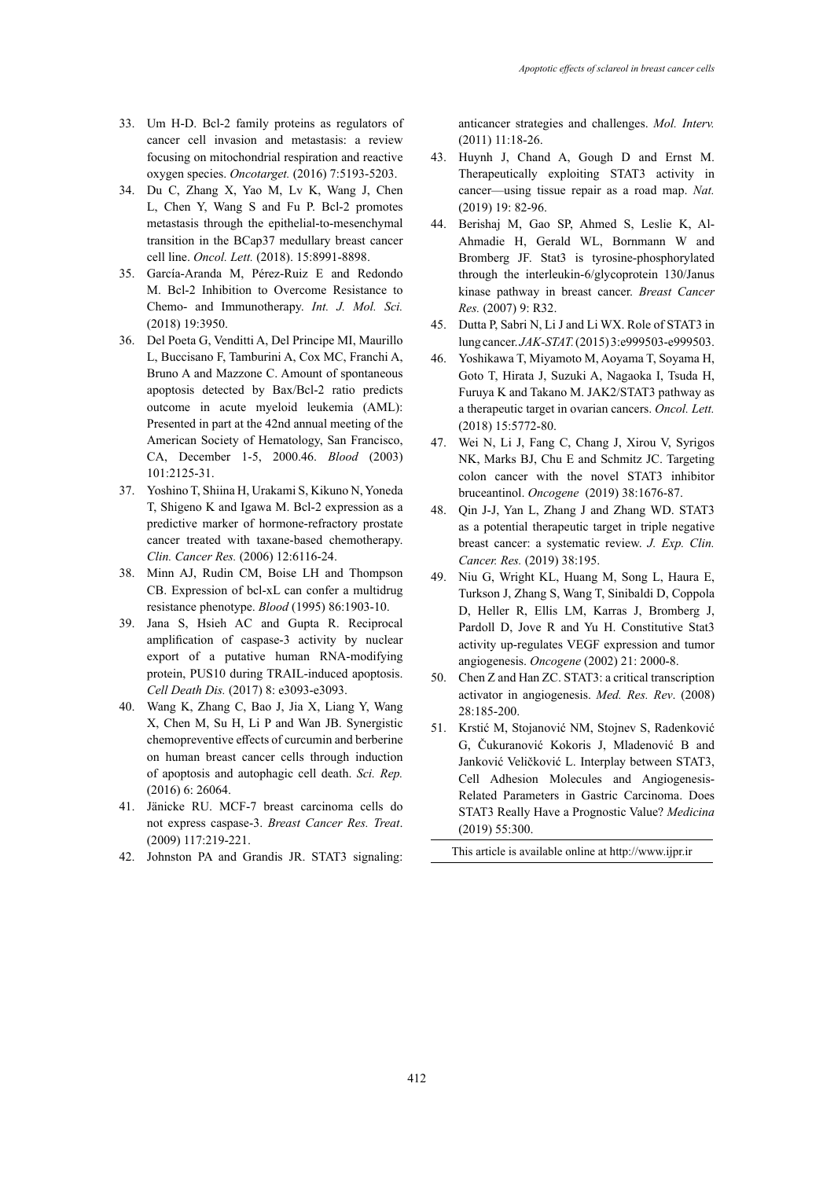33. Um H-D. Bcl-2 family proteins as regulators of cancer cell invasion and metastasis: a review focusing on mitochondrial respiration and reactive oxygen species. *Oncotarget.* (2016) 7:5193-5203.
34. Du C, Zhang X, Yao M, Lv K, Wang J, Chen L, Chen Y, Wang S and Fu P. Bcl-2 promotes metastasis through the epithelial-to-mesenchymal transition in the BCap37 medullary breast cancer cell line. *Oncol. Lett.* (2018). 15:8991-8898.
35. García-Aranda M, Pérez-Ruiz E and Redondo M. Bcl-2 Inhibition to Overcome Resistance to Chemo- and Immunotherapy. *Int. J. Mol. Sci.* (2018) 19:3950.
36. Del Poeta G, Venditti A, Del Principe MI, Maurillo L, Buccisano F, Tamburini A, Cox MC, Franchi A, Bruno A and Mazzone C. Amount of spontaneous apoptosis detected by Bax/Bcl-2 ratio predicts outcome in acute myeloid leukemia (AML): Presented in part at the 42nd annual meeting of the American Society of Hematology, San Francisco, CA, December 1-5, 2000.46. *Blood* (2003) 101:2125-31.
37. Yoshino T, Shiina H, Urakami S, Kikuno N, Yoneda T, Shigeno K and Igawa M. Bcl-2 expression as a predictive marker of hormone-refractory prostate cancer treated with taxane-based chemotherapy. *Clin. Cancer Res.* (2006) 12:6116-24.
38. Minn AJ, Rudin CM, Boise LH and Thompson CB. Expression of bcl-xL can confer a multidrug resistance phenotype. *Blood* (1995) 86:1903-10.
39. Jana S, Hsieh AC and Gupta R. Reciprocal amplification of caspase-3 activity by nuclear export of a putative human RNA-modifying protein, PUS10 during TRAIL-induced apoptosis. *Cell Death Dis.* (2017) 8: e3093-e3093.
40. Wang K, Zhang C, Bao J, Jia X, Liang Y, Wang X, Chen M, Su H, Li P and Wan JB. Synergistic chemopreventive effects of curcumin and berberine on human breast cancer cells through induction of apoptosis and autophagic cell death. *Sci. Rep.* (2016) 6: 26064.
41. Jänicke RU. MCF-7 breast carcinoma cells do not express caspase-3. *Breast Cancer Res. Treat*. (2009) 117:219-221.
42. Johnston PA and Grandis JR. STAT3 signaling: anticancer strategies and challenges. *Mol. Interv.* (2011) 11:18-26.
43. Huynh J, Chand A, Gough D and Ernst M. Therapeutically exploiting STAT3 activity in cancer—using tissue repair as a road map. *Nat.* (2019) 19: 82-96.
44. Berishaj M, Gao SP, Ahmed S, Leslie K, Al-Ahmadie H, Gerald WL, Bornmann W and Bromberg JF. Stat3 is tyrosine-phosphorylated through the interleukin-6/glycoprotein 130/Janus kinase pathway in breast cancer. *Breast Cancer Res.* (2007) 9: R32.
45. Dutta P, Sabri N, Li J and Li WX. Role of STAT3 in lung cancer. *JAK-STAT.* (2015) 3:e999503-e999503.
46. Yoshikawa T, Miyamoto M, Aoyama T, Soyama H, Goto T, Hirata J, Suzuki A, Nagaoka I, Tsuda H, Furuya K and Takano M. JAK2/STAT3 pathway as a therapeutic target in ovarian cancers. *Oncol. Lett.* (2018) 15:5772-80.
47. Wei N, Li J, Fang C, Chang J, Xirou V, Syrigos NK, Marks BJ, Chu E and Schmitz JC. Targeting colon cancer with the novel STAT3 inhibitor bruceantinol. *Oncogene* (2019) 38:1676-87.
48. Qin J-J, Yan L, Zhang J and Zhang WD. STAT3 as a potential therapeutic target in triple negative breast cancer: a systematic review. *J. Exp. Clin. Cancer. Res.* (2019) 38:195.
49. Niu G, Wright KL, Huang M, Song L, Haura E, Turkson J, Zhang S, Wang T, Sinibaldi D, Coppola D, Heller R, Ellis LM, Karras J, Bromberg J, Pardoll D, Jove R and Yu H. Constitutive Stat3 activity up-regulates VEGF expression and tumor angiogenesis. *Oncogene* (2002) 21: 2000-8.
50. Chen Z and Han ZC. STAT3: a critical transcription activator in angiogenesis. *Med. Res. Rev*. (2008) 28:185-200.
51. Krstić M, Stojanović NM, Stojnev S, Radenković G, Čukuranović Kokoris J, Mladenović B and Janković Veličković L. Interplay between STAT3, Cell Adhesion Molecules and Angiogenesis-Related Parameters in Gastric Carcinoma. Does STAT3 Really Have a Prognostic Value? *Medicina* (2019) 55:300.

This article is available online at http://www.ijpr.ir